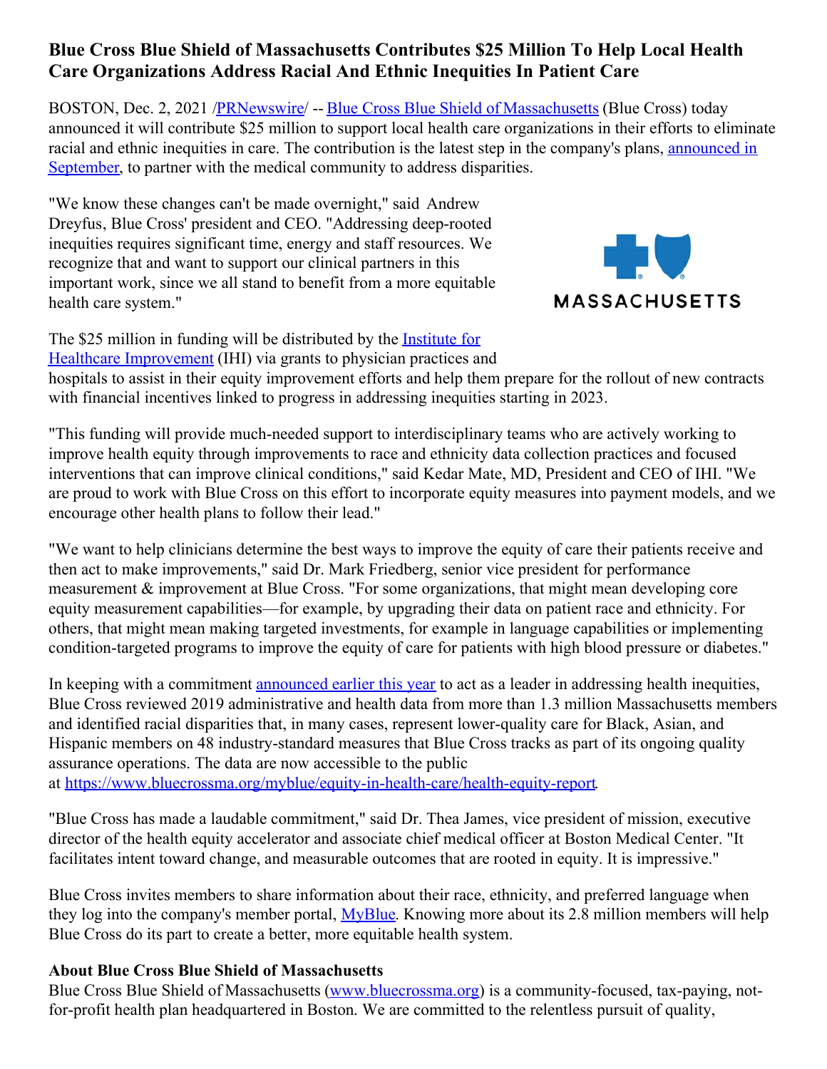# Blue Cross Blue Shield of Massachusetts Contributes $25 Million To Help Local Health Care Organizations Address Racial And Ethnic Inequities In Patient Care

BOSTON, Dec. 2, 2021 /PRNewswire/ -- Blue Cross Blue Shield of Massachusetts (Blue Cross) today announced it will contribute $25 million to support local health care organizations in their efforts to eliminate racial and ethnic inequities in care. The contribution is the latest step in the company's plans, announced in September, to partner with the medical community to address disparities.

"We know these changes can't be made overnight," said Andrew Dreyfus, Blue Cross' president and CEO. "Addressing deep-rooted inequities requires significant time, energy and staff resources. We recognize that and want to support our clinical partners in this important work, since we all stand to benefit from a more equitable health care system."

The $25 million in funding will be distributed by the Institute for Healthcare Improvement (IHI) via grants to physician practices and hospitals to assist in their equity improvement efforts and help them prepare for the rollout of new contracts with financial incentives linked to progress in addressing inequities starting in 2023.

"This funding will provide much-needed support to interdisciplinary teams who are actively working to improve health equity through improvements to race and ethnicity data collection practices and focused interventions that can improve clinical conditions," said Kedar Mate, MD, President and CEO of IHI. "We are proud to work with Blue Cross on this effort to incorporate equity measures into payment models, and we encourage other health plans to follow their lead."

"We want to help clinicians determine the best ways to improve the equity of care their patients receive and then act to make improvements," said Dr. Mark Friedberg, senior vice president for performance measurement & improvement at Blue Cross. "For some organizations, that might mean developing core equity measurement capabilities—for example, by upgrading their data on patient race and ethnicity. For others, that might mean making targeted investments, for example in language capabilities or implementing condition-targeted programs to improve the equity of care for patients with high blood pressure or diabetes."

In keeping with a commitment announced earlier this year to act as a leader in addressing health inequities, Blue Cross reviewed 2019 administrative and health data from more than 1.3 million Massachusetts members and identified racial disparities that, in many cases, represent lower-quality care for Black, Asian, and Hispanic members on 48 industry-standard measures that Blue Cross tracks as part of its ongoing quality assurance operations. The data are now accessible to the public at https://www.bluecrossma.org/myblue/equity-in-health-care/health-equity-report.

"Blue Cross has made a laudable commitment," said Dr. Thea James, vice president of mission, executive director of the health equity accelerator and associate chief medical officer at Boston Medical Center. "It facilitates intent toward change, and measurable outcomes that are rooted in equity. It is impressive."

Blue Cross invites members to share information about their race, ethnicity, and preferred language when they log into the company's member portal, MyBlue. Knowing more about its 2.8 million members will help Blue Cross do its part to create a better, more equitable health system.

**About Blue Cross Blue Shield of Massachusetts**

Blue Cross Blue Shield of Massachusetts (www.bluecrossma.org) is a community-focused, tax-paying, not-for-profit health plan headquartered in Boston. We are committed to the relentless pursuit of quality,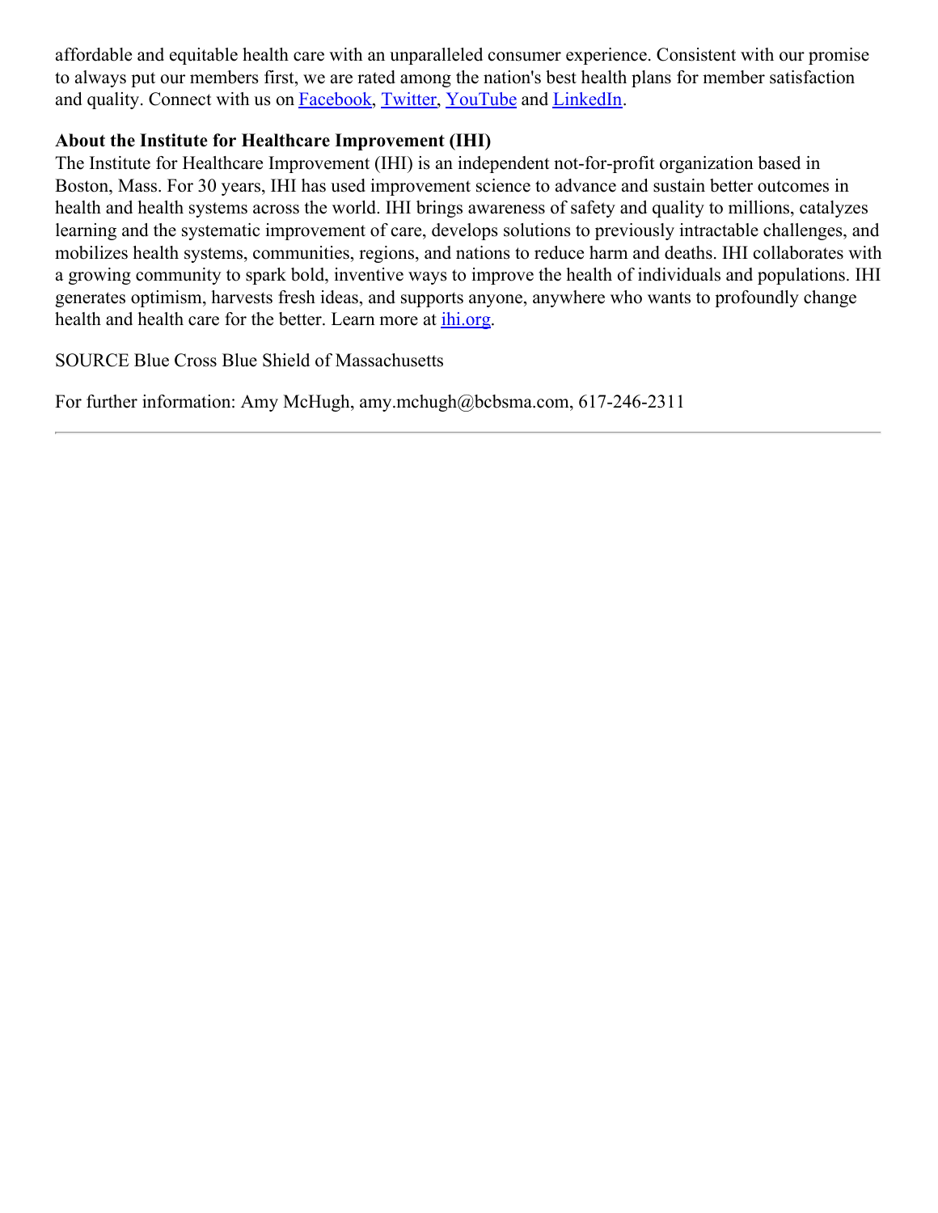affordable and equitable health care with an unparalleled consumer experience. Consistent with our promise to always put our members first, we are rated among the nation's best health plans for member satisfaction and quality. Connect with us on Facebook, Twitter, YouTube and LinkedIn.

**About the Institute for Healthcare Improvement (IHI)**

The Institute for Healthcare Improvement (IHI) is an independent not-for-profit organization based in Boston, Mass. For 30 years, IHI has used improvement science to advance and sustain better outcomes in health and health systems across the world. IHI brings awareness of safety and quality to millions, catalyzes learning and the systematic improvement of care, develops solutions to previously intractable challenges, and mobilizes health systems, communities, regions, and nations to reduce harm and deaths. IHI collaborates with a growing community to spark bold, inventive ways to improve the health of individuals and populations. IHI generates optimism, harvests fresh ideas, and supports anyone, anywhere who wants to profoundly change health and health care for the better. Learn more at ihi.org.

SOURCE Blue Cross Blue Shield of Massachusetts

For further information: Amy McHugh, amy.mchugh@bcbsma.com, 617-246-2311

---